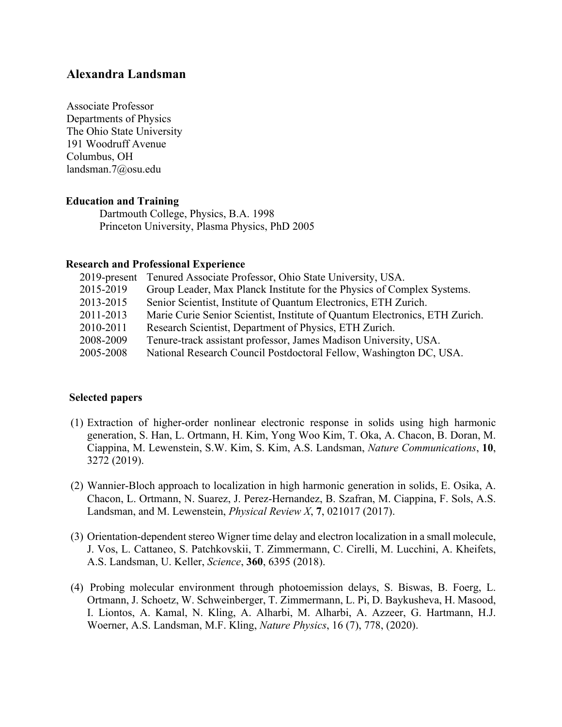# Alexandra Landsman

Associate Professor
Departments of Physics
The Ohio State University
191 Woodruff Avenue
Columbus, OH
landsman.7@osu.edu

### Education and Training

Dartmouth College, Physics, B.A. 1998
Princeton University, Plasma Physics, PhD 2005

### Research and Professional Experience

| | |
|---|---|
| 2019-present | Tenured Associate Professor, Ohio State University, USA. |
| 2015-2019 | Group Leader, Max Planck Institute for the Physics of Complex Systems. |
| 2013-2015 | Senior Scientist, Institute of Quantum Electronics, ETH Zurich. |
| 2011-2013 | Marie Curie Senior Scientist, Institute of Quantum Electronics, ETH Zurich. |
| 2010-2011 | Research Scientist, Department of Physics, ETH Zurich. |
| 2008-2009 | Tenure-track assistant professor, James Madison University, USA. |
| 2005-2008 | National Research Council Postdoctoral Fellow, Washington DC, USA. |

### Selected papers

(1) Extraction of higher-order nonlinear electronic response in solids using high harmonic generation, S. Han, L. Ortmann, H. Kim, Yong Woo Kim, T. Oka, A. Chacon, B. Doran, M. Ciappina, M. Lewenstein, S.W. Kim, S. Kim, A.S. Landsman, *Nature Communications*, **10**, 3272 (2019).

(2) Wannier-Bloch approach to localization in high harmonic generation in solids, E. Osika, A. Chacon, L. Ortmann, N. Suarez, J. Perez-Hernandez, B. Szafran, M. Ciappina, F. Sols, A.S. Landsman, and M. Lewenstein, *Physical Review X*, **7**, 021017 (2017).

(3) Orientation-dependent stereo Wigner time delay and electron localization in a small molecule, J. Vos, L. Cattaneo, S. Patchkovskii, T. Zimmermann, C. Cirelli, M. Lucchini, A. Kheifets, A.S. Landsman, U. Keller, *Science*, **360**, 6395 (2018).

(4) Probing molecular environment through photoemission delays, S. Biswas, B. Foerg, L. Ortmann, J. Schoetz, W. Schweinberger, T. Zimmermann, L. Pi, D. Baykusheva, H. Masood, I. Liontos, A. Kamal, N. Kling, A. Alharbi, M. Alharbi, A. Azzeer, G. Hartmann, H.J. Woerner, A.S. Landsman, M.F. Kling, *Nature Physics*, 16 (7), 778, (2020).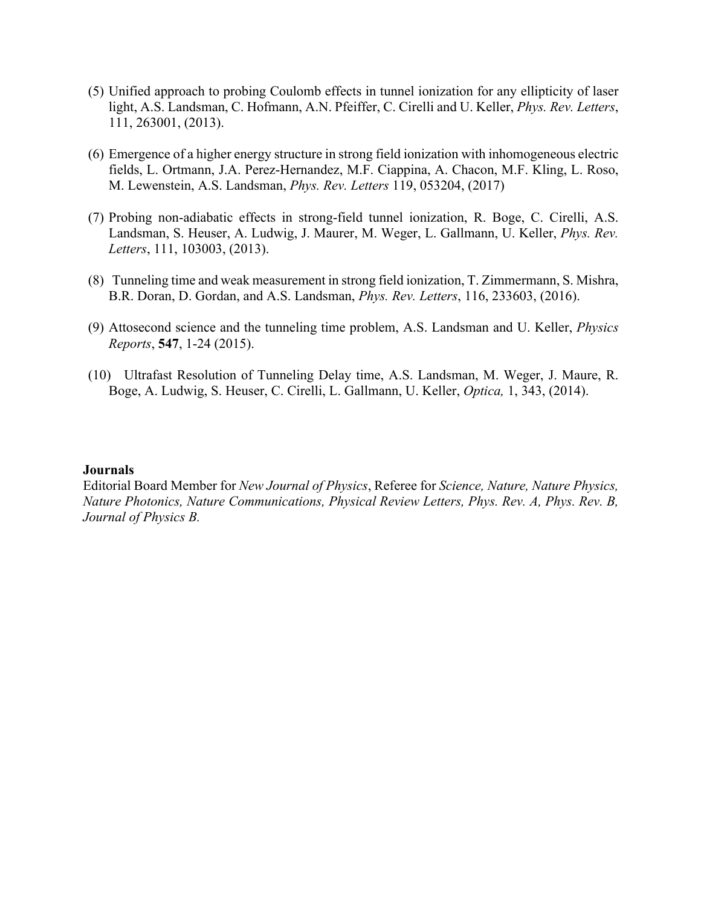(5) Unified approach to probing Coulomb effects in tunnel ionization for any ellipticity of laser light, A.S. Landsman, C. Hofmann, A.N. Pfeiffer, C. Cirelli and U. Keller, *Phys. Rev. Letters*, 111, 263001, (2013).

(6) Emergence of a higher energy structure in strong field ionization with inhomogeneous electric fields, L. Ortmann, J.A. Perez-Hernandez, M.F. Ciappina, A. Chacon, M.F. Kling, L. Roso, M. Lewenstein, A.S. Landsman, *Phys. Rev. Letters* 119, 053204, (2017)

(7) Probing non-adiabatic effects in strong-field tunnel ionization, R. Boge, C. Cirelli, A.S. Landsman, S. Heuser, A. Ludwig, J. Maurer, M. Weger, L. Gallmann, U. Keller, *Phys. Rev. Letters*, 111, 103003, (2013).

(8) Tunneling time and weak measurement in strong field ionization, T. Zimmermann, S. Mishra, B.R. Doran, D. Gordan, and A.S. Landsman, *Phys. Rev. Letters*, 116, 233603, (2016).

(9) Attosecond science and the tunneling time problem, A.S. Landsman and U. Keller, *Physics Reports*, **547**, 1-24 (2015).

(10) Ultrafast Resolution of Tunneling Delay time, A.S. Landsman, M. Weger, J. Maure, R. Boge, A. Ludwig, S. Heuser, C. Cirelli, L. Gallmann, U. Keller, *Optica,* 1, 343, (2014).

**Journals**

Editorial Board Member for *New Journal of Physics*, Referee for *Science, Nature, Nature Physics, Nature Photonics, Nature Communications, Physical Review Letters, Phys. Rev. A, Phys. Rev. B, Journal of Physics B.*